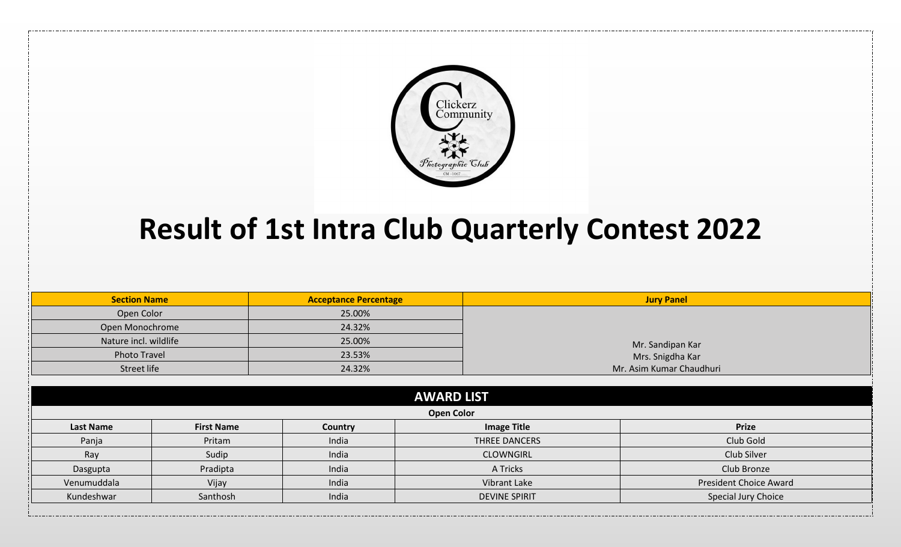# Result of 1st Intra Club Quarterly Contest 2022

| Section Name | Acceptance Percentage | Jury Panel |
|---|---|---|
| Open Color | 25.00% | Mr. Sandipan Kar<br>Mrs. Snigdha Kar<br>Mr. Asim Kumar Chaudhuri |
| Open Monochrome | 24.32% | |
| Nature incl. wildlife | 25.00% | |
| Photo Travel | 23.53% | |
| Street life | 24.32% | |

## AWARD LIST

### Open Color

| Last Name | First Name | Country | Image Title | Prize |
|---|---|---|---|---|
| Panja | Pritam | India | THREE DANCERS | Club Gold |
| Ray | Sudip | India | CLOWNGIRL | Club Silver |
| Dasgupta | Pradipta | India | A Tricks | Club Bronze |
| Venumuddala | Vijay | India | Vibrant Lake | President Choice Award |
| Kundeshwar | Santhosh | India | DEVINE SPIRIT | Special Jury Choice |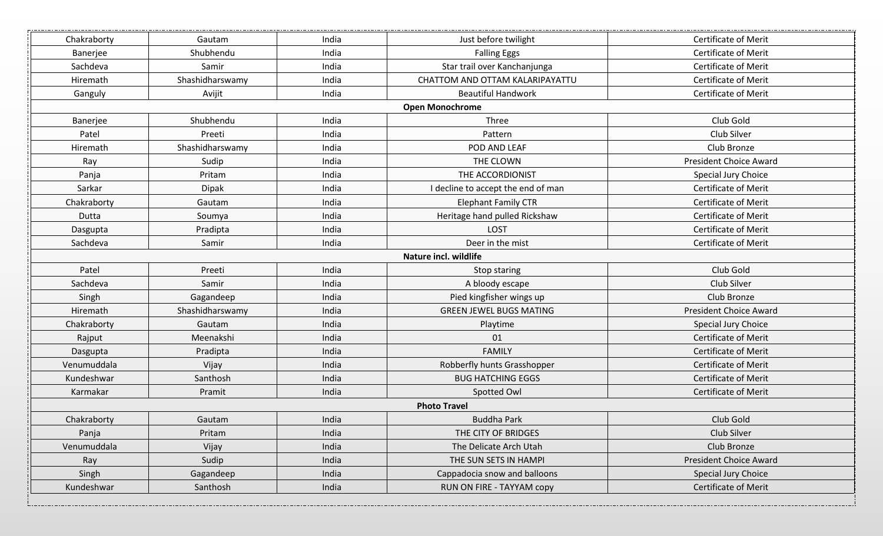| | | | | |
|---|---|---|---|---|
| Chakraborty | Gautam | India | Just before twilight | Certificate of Merit |
| Banerjee | Shubhendu | India | Falling Eggs | Certificate of Merit |
| Sachdeva | Samir | India | Star trail over Kanchanjunga | Certificate of Merit |
| Hiremath | Shashidharswamy | India | CHATTOM AND OTTAM KALARIPAYATTU | Certificate of Merit |
| Ganguly | Avijit | India | Beautiful Handwork | Certificate of Merit |
| **Open Monochrome** | | | | |
| Banerjee | Shubhendu | India | Three | Club Gold |
| Patel | Preeti | India | Pattern | Club Silver |
| Hiremath | Shashidharswamy | India | POD AND LEAF | Club Bronze |
| Ray | Sudip | India | THE CLOWN | President Choice Award |
| Panja | Pritam | India | THE ACCORDIONIST | Special Jury Choice |
| Sarkar | Dipak | India | I decline to accept the end of man | Certificate of Merit |
| Chakraborty | Gautam | India | Elephant Family CTR | Certificate of Merit |
| Dutta | Soumya | India | Heritage hand pulled Rickshaw | Certificate of Merit |
| Dasgupta | Pradipta | India | LOST | Certificate of Merit |
| Sachdeva | Samir | India | Deer in the mist | Certificate of Merit |
| **Nature incl. wildlife** | | | | |
| Patel | Preeti | India | Stop staring | Club Gold |
| Sachdeva | Samir | India | A bloody escape | Club Silver |
| Singh | Gagandeep | India | Pied kingfisher wings up | Club Bronze |
| Hiremath | Shashidharswamy | India | GREEN JEWEL BUGS MATING | President Choice Award |
| Chakraborty | Gautam | India | Playtime | Special Jury Choice |
| Rajput | Meenakshi | India | 01 | Certificate of Merit |
| Dasgupta | Pradipta | India | FAMILY | Certificate of Merit |
| Venumuddala | Vijay | India | Robberfly hunts Grasshopper | Certificate of Merit |
| Kundeshwar | Santhosh | India | BUG HATCHING EGGS | Certificate of Merit |
| Karmakar | Pramit | India | Spotted Owl | Certificate of Merit |
| **Photo Travel** | | | | |
| Chakraborty | Gautam | India | Buddha Park | Club Gold |
| Panja | Pritam | India | THE CITY OF BRIDGES | Club Silver |
| Venumuddala | Vijay | India | The Delicate Arch Utah | Club Bronze |
| Ray | Sudip | India | THE SUN SETS IN HAMPI | President Choice Award |
| Singh | Gagandeep | India | Cappadocia snow and balloons | Special Jury Choice |
| Kundeshwar | Santhosh | India | RUN ON FIRE - TAYYAM copy | Certificate of Merit |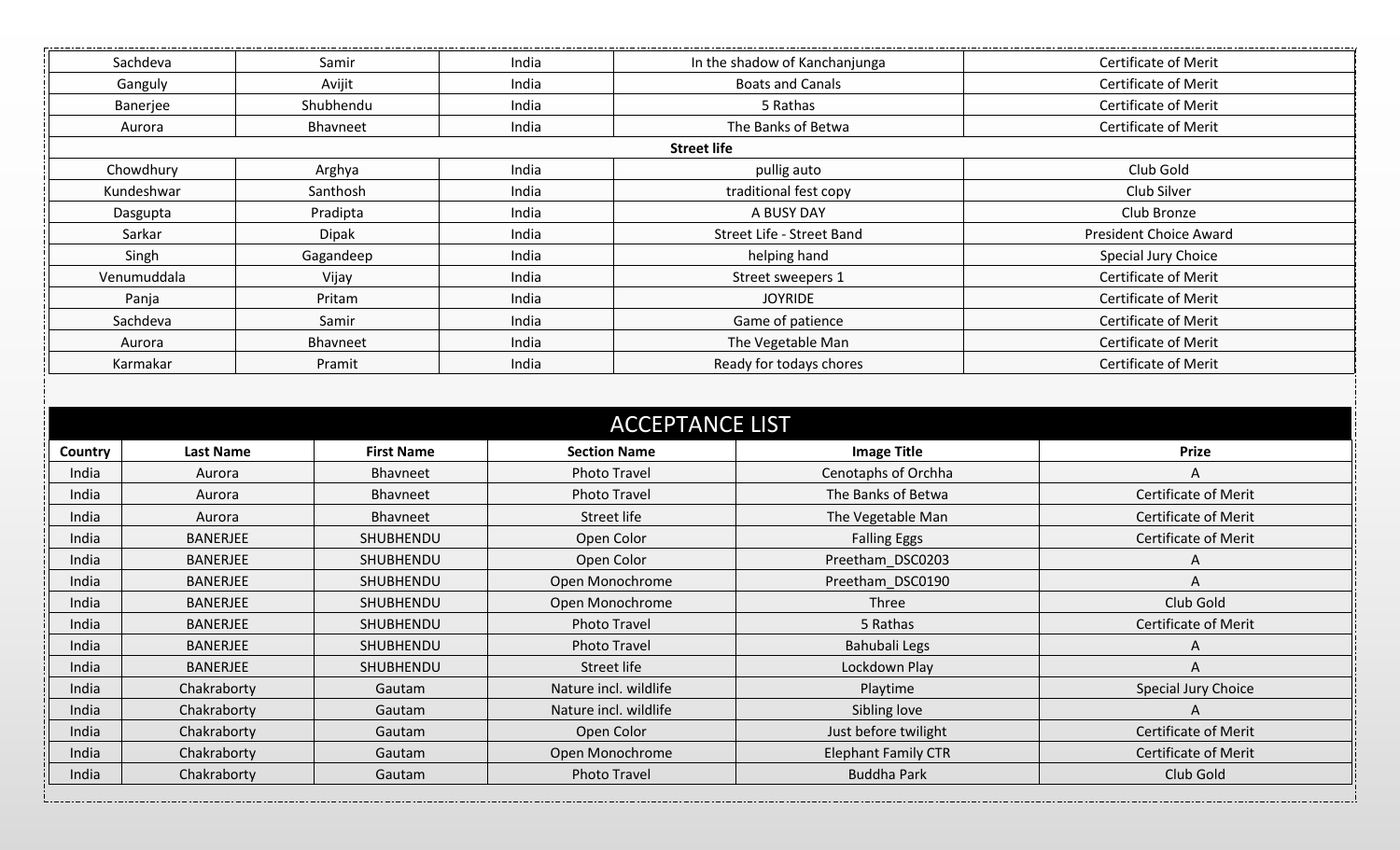| | | | | |
|---|---|---|---|---|
| Sachdeva | Samir | India | In the shadow of Kanchanjunga | Certificate of Merit |
| Ganguly | Avijit | India | Boats and Canals | Certificate of Merit |
| Banerjee | Shubhendu | India | 5 Rathas | Certificate of Merit |
| Aurora | Bhavneet | India | The Banks of Betwa | Certificate of Merit |
| **Street life** | | | | |
| Chowdhury | Arghya | India | pullig auto | Club Gold |
| Kundeshwar | Santhosh | India | traditional fest copy | Club Silver |
| Dasgupta | Pradipta | India | A BUSY DAY | Club Bronze |
| Sarkar | Dipak | India | Street Life - Street Band | President Choice Award |
| Singh | Gagandeep | India | helping hand | Special Jury Choice |
| Venumuddala | Vijay | India | Street sweepers 1 | Certificate of Merit |
| Panja | Pritam | India | JOYRIDE | Certificate of Merit |
| Sachdeva | Samir | India | Game of patience | Certificate of Merit |
| Aurora | Bhavneet | India | The Vegetable Man | Certificate of Merit |
| Karmakar | Pramit | India | Ready for todays chores | Certificate of Merit |

## ACCEPTANCE LIST

| Country | Last Name | First Name | Section Name | Image Title | Prize |
|---|---|---|---|---|---|
| India | Aurora | Bhavneet | Photo Travel | Cenotaphs of Orchha | A |
| India | Aurora | Bhavneet | Photo Travel | The Banks of Betwa | Certificate of Merit |
| India | Aurora | Bhavneet | Street life | The Vegetable Man | Certificate of Merit |
| India | BANERJEE | SHUBHENDU | Open Color | Falling Eggs | Certificate of Merit |
| India | BANERJEE | SHUBHENDU | Open Color | Preetham_DSC0203 | A |
| India | BANERJEE | SHUBHENDU | Open Monochrome | Preetham_DSC0190 | A |
| India | BANERJEE | SHUBHENDU | Open Monochrome | Three | Club Gold |
| India | BANERJEE | SHUBHENDU | Photo Travel | 5 Rathas | Certificate of Merit |
| India | BANERJEE | SHUBHENDU | Photo Travel | Bahubali Legs | A |
| India | BANERJEE | SHUBHENDU | Street life | Lockdown Play | A |
| India | Chakraborty | Gautam | Nature incl. wildlife | Playtime | Special Jury Choice |
| India | Chakraborty | Gautam | Nature incl. wildlife | Sibling love | A |
| India | Chakraborty | Gautam | Open Color | Just before twilight | Certificate of Merit |
| India | Chakraborty | Gautam | Open Monochrome | Elephant Family CTR | Certificate of Merit |
| India | Chakraborty | Gautam | Photo Travel | Buddha Park | Club Gold |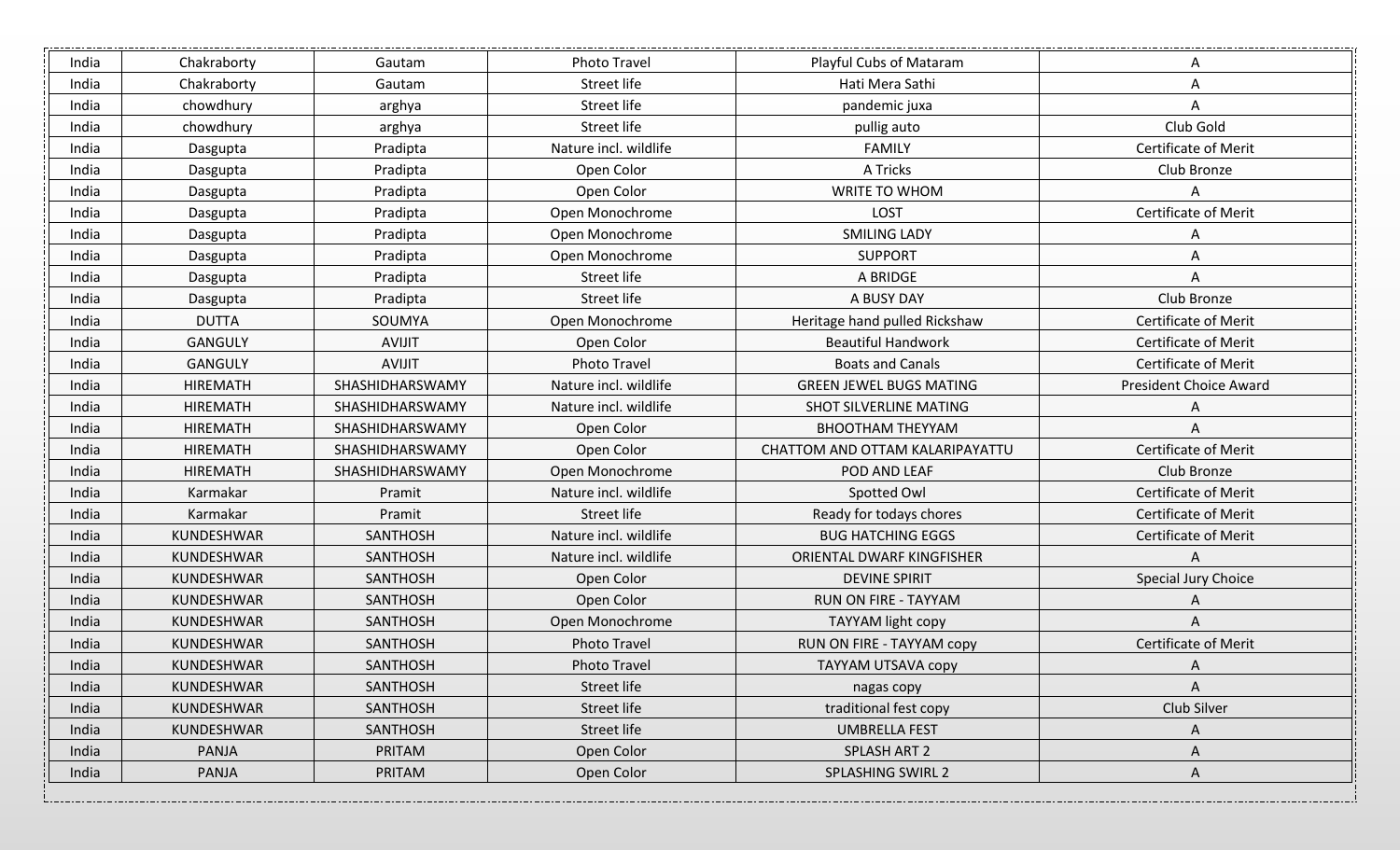| India | Chakraborty | Gautam | Photo Travel | Playful Cubs of Mataram | A |
|---|---|---|---|---|---|
| India | Chakraborty | Gautam | Street life | Hati Mera Sathi | A |
| India | chowdhury | arghya | Street life | pandemic juxa | A |
| India | chowdhury | arghya | Street life | pullig auto | Club Gold |
| India | Dasgupta | Pradipta | Nature incl. wildlife | FAMILY | Certificate of Merit |
| India | Dasgupta | Pradipta | Open Color | A Tricks | Club Bronze |
| India | Dasgupta | Pradipta | Open Color | WRITE TO WHOM | A |
| India | Dasgupta | Pradipta | Open Monochrome | LOST | Certificate of Merit |
| India | Dasgupta | Pradipta | Open Monochrome | SMILING LADY | A |
| India | Dasgupta | Pradipta | Open Monochrome | SUPPORT | A |
| India | Dasgupta | Pradipta | Street life | A BRIDGE | A |
| India | Dasgupta | Pradipta | Street life | A BUSY DAY | Club Bronze |
| India | DUTTA | SOUMYA | Open Monochrome | Heritage hand pulled Rickshaw | Certificate of Merit |
| India | GANGULY | AVIJIT | Open Color | Beautiful Handwork | Certificate of Merit |
| India | GANGULY | AVIJIT | Photo Travel | Boats and Canals | Certificate of Merit |
| India | HIREMATH | SHASHIDHARSWAMY | Nature incl. wildlife | GREEN JEWEL BUGS MATING | President Choice Award |
| India | HIREMATH | SHASHIDHARSWAMY | Nature incl. wildlife | SHOT SILVERLINE MATING | A |
| India | HIREMATH | SHASHIDHARSWAMY | Open Color | BHOOTHAM THEYYAM | A |
| India | HIREMATH | SHASHIDHARSWAMY | Open Color | CHATTOM AND OTTAM KALARIPAYATTU | Certificate of Merit |
| India | HIREMATH | SHASHIDHARSWAMY | Open Monochrome | POD AND LEAF | Club Bronze |
| India | Karmakar | Pramit | Nature incl. wildlife | Spotted Owl | Certificate of Merit |
| India | Karmakar | Pramit | Street life | Ready for todays chores | Certificate of Merit |
| India | KUNDESHWAR | SANTHOSH | Nature incl. wildlife | BUG HATCHING EGGS | Certificate of Merit |
| India | KUNDESHWAR | SANTHOSH | Nature incl. wildlife | ORIENTAL DWARF KINGFISHER | A |
| India | KUNDESHWAR | SANTHOSH | Open Color | DEVINE SPIRIT | Special Jury Choice |
| India | KUNDESHWAR | SANTHOSH | Open Color | RUN ON FIRE - TAYYAM | A |
| India | KUNDESHWAR | SANTHOSH | Open Monochrome | TAYYAM light copy | A |
| India | KUNDESHWAR | SANTHOSH | Photo Travel | RUN ON FIRE - TAYYAM copy | Certificate of Merit |
| India | KUNDESHWAR | SANTHOSH | Photo Travel | TAYYAM UTSAVA copy | A |
| India | KUNDESHWAR | SANTHOSH | Street life | nagas copy | A |
| India | KUNDESHWAR | SANTHOSH | Street life | traditional fest copy | Club Silver |
| India | KUNDESHWAR | SANTHOSH | Street life | UMBRELLA FEST | A |
| India | PANJA | PRITAM | Open Color | SPLASH ART 2 | A |
| India | PANJA | PRITAM | Open Color | SPLASHING SWIRL 2 | A |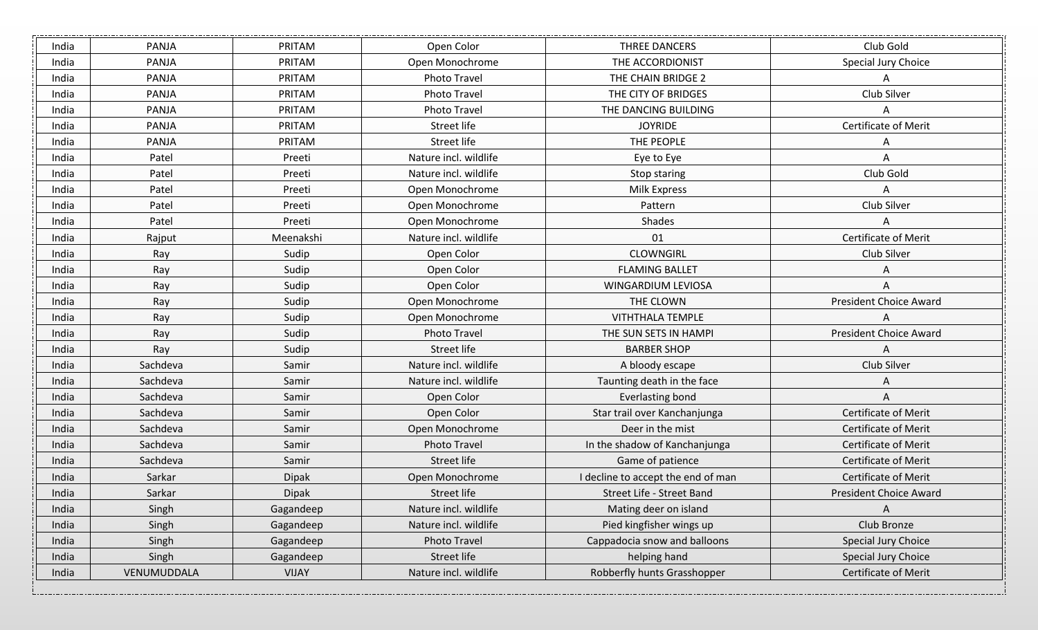| India | PANJA | PRITAM | Open Color | THREE DANCERS | Club Gold |
|---|---|---|---|---|---|
| India | PANJA | PRITAM | Open Monochrome | THE ACCORDIONIST | Special Jury Choice |
| India | PANJA | PRITAM | Photo Travel | THE CHAIN BRIDGE 2 | A |
| India | PANJA | PRITAM | Photo Travel | THE CITY OF BRIDGES | Club Silver |
| India | PANJA | PRITAM | Photo Travel | THE DANCING BUILDING | A |
| India | PANJA | PRITAM | Street life | JOYRIDE | Certificate of Merit |
| India | PANJA | PRITAM | Street life | THE PEOPLE | A |
| India | Patel | Preeti | Nature incl. wildlife | Eye to Eye | A |
| India | Patel | Preeti | Nature incl. wildlife | Stop staring | Club Gold |
| India | Patel | Preeti | Open Monochrome | Milk Express | A |
| India | Patel | Preeti | Open Monochrome | Pattern | Club Silver |
| India | Patel | Preeti | Open Monochrome | Shades | A |
| India | Rajput | Meenakshi | Nature incl. wildlife | 01 | Certificate of Merit |
| India | Ray | Sudip | Open Color | CLOWNGIRL | Club Silver |
| India | Ray | Sudip | Open Color | FLAMING BALLET | A |
| India | Ray | Sudip | Open Color | WINGARDIUM LEVIOSA | A |
| India | Ray | Sudip | Open Monochrome | THE CLOWN | President Choice Award |
| India | Ray | Sudip | Open Monochrome | VITHTHALA TEMPLE | A |
| India | Ray | Sudip | Photo Travel | THE SUN SETS IN HAMPI | President Choice Award |
| India | Ray | Sudip | Street life | BARBER SHOP | A |
| India | Sachdeva | Samir | Nature incl. wildlife | A bloody escape | Club Silver |
| India | Sachdeva | Samir | Nature incl. wildlife | Taunting death in the face | A |
| India | Sachdeva | Samir | Open Color | Everlasting bond | A |
| India | Sachdeva | Samir | Open Color | Star trail over Kanchanjunga | Certificate of Merit |
| India | Sachdeva | Samir | Open Monochrome | Deer in the mist | Certificate of Merit |
| India | Sachdeva | Samir | Photo Travel | In the shadow of Kanchanjunga | Certificate of Merit |
| India | Sachdeva | Samir | Street life | Game of patience | Certificate of Merit |
| India | Sarkar | Dipak | Open Monochrome | I decline to accept the end of man | Certificate of Merit |
| India | Sarkar | Dipak | Street life | Street Life - Street Band | President Choice Award |
| India | Singh | Gagandeep | Nature incl. wildlife | Mating deer on island | A |
| India | Singh | Gagandeep | Nature incl. wildlife | Pied kingfisher wings up | Club Bronze |
| India | Singh | Gagandeep | Photo Travel | Cappadocia snow and balloons | Special Jury Choice |
| India | Singh | Gagandeep | Street life | helping hand | Special Jury Choice |
| India | VENUMUDDALA | VIJAY | Nature incl. wildlife | Robberfly hunts Grasshopper | Certificate of Merit |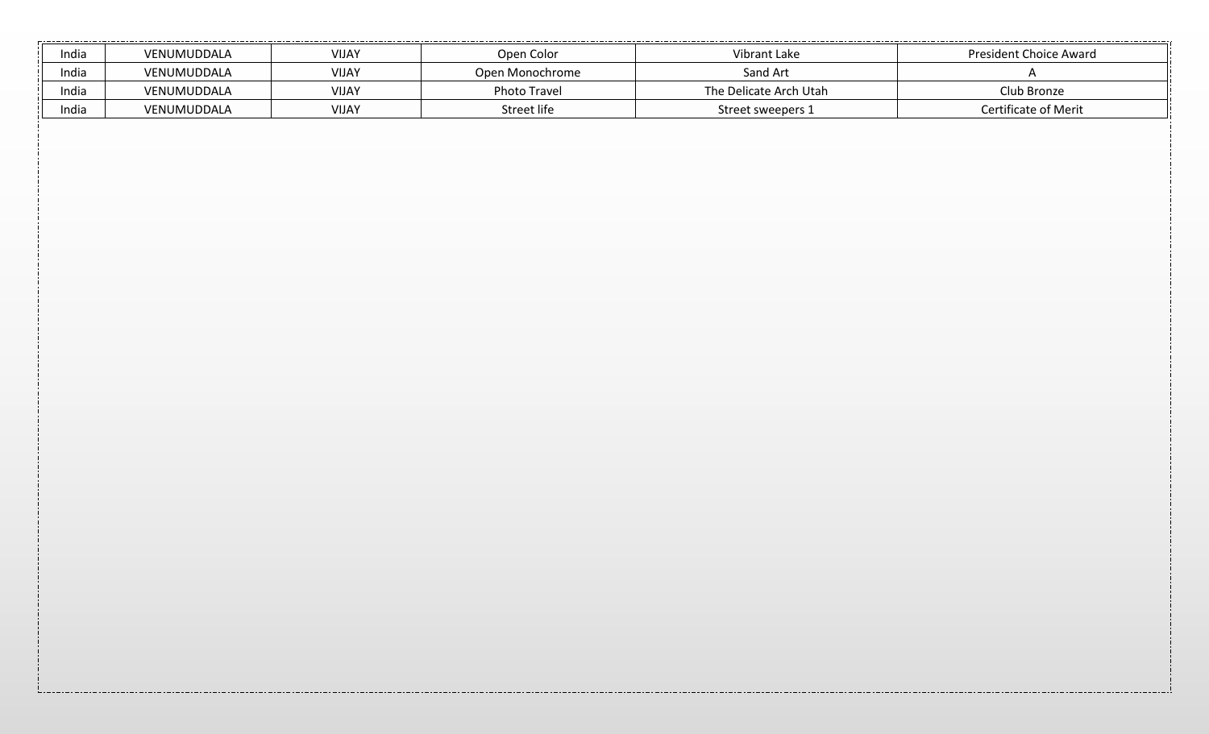| | | | | | |
|---|---|---|---|---|---|
| India | VENUMUDDALA | VIJAY | Open Color | Vibrant Lake | President Choice Award |
| India | VENUMUDDALA | VIJAY | Open Monochrome | Sand Art | A |
| India | VENUMUDDALA | VIJAY | Photo Travel | The Delicate Arch Utah | Club Bronze |
| India | VENUMUDDALA | VIJAY | Street life | Street sweepers 1 | Certificate of Merit |